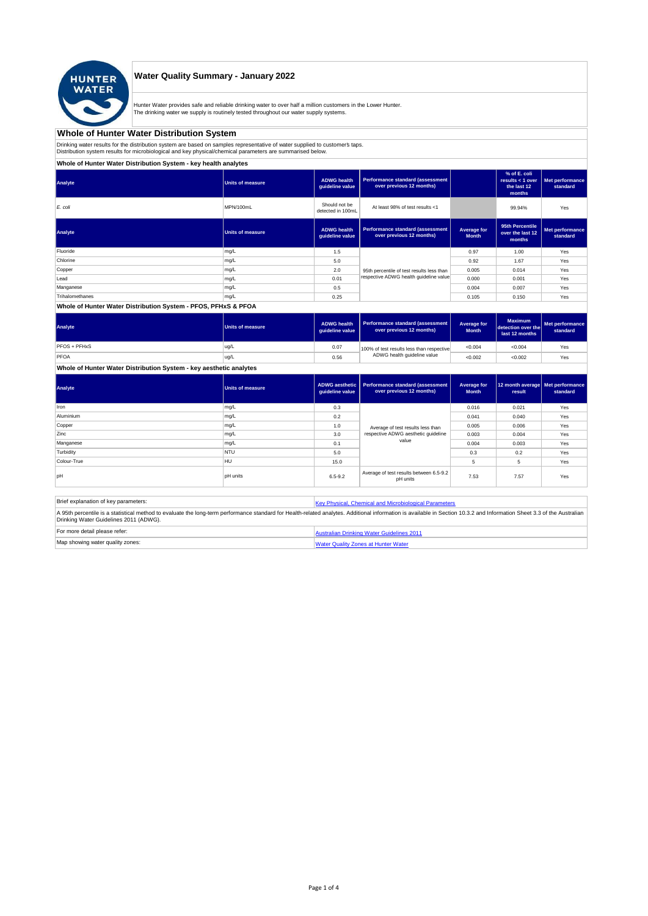# Water Quality Summary - January 2022

Hunter Water provides safe and reliable drinking water to over half a million customers in the Lower Hunter.
The drinking water we supply is routinely tested throughout our water supply systems.

## Whole of Hunter Water Distribution System

Drinking water results for the distribution system are based on samples representative of water supplied to customer's taps.
Distribution system results for microbiological and key physical/chemical parameters are summarised below.

### Whole of Hunter Water Distribution System - key health analytes

| Analyte | Units of measure | ADWG health guideline value | Performance standard (assessment over previous 12 months) | | % of E. coli results < 1 over the last 12 months | Met performance standard |
|---|---|---|---|---|---|---|
| *E. coli* | MPN/100mL | Should not be detected in 100mL | At least 98% of test results <1 | | 99.94% | Yes |

| Analyte | Units of measure | ADWG health guideline value | Performance standard (assessment over previous 12 months) | Average for Month | 95th Percentile over the last 12 months | Met performance standard |
|---|---|---|---|---|---|---|
| Fluoride | mg/L | 1.5 | 95th percentile of test results less than respective ADWG health guideline value | 0.97 | 1.00 | Yes |
| Chlorine | mg/L | 5.0 | | 0.92 | 1.67 | Yes |
| Copper | mg/L | 2.0 | | 0.005 | 0.014 | Yes |
| Lead | mg/L | 0.01 | | 0.000 | 0.001 | Yes |
| Manganese | mg/L | 0.5 | | 0.004 | 0.007 | Yes |
| Trihalomethanes | mg/L | 0.25 | | 0.105 | 0.150 | Yes |

### Whole of Hunter Water Distribution System - PFOS, PFHxS & PFOA

| Analyte | Units of measure | ADWG health guideline value | Performance standard (assessment over previous 12 months) | Average for Month | Maximum detection over the last 12 months | Met performance standard |
|---|---|---|---|---|---|---|
| PFOS + PFHxS | ug/L | 0.07 | 100% of test results less than respective ADWG health guideline value | <0.004 | <0.004 | Yes |
| PFOA | ug/L | 0.56 | | <0.002 | <0.002 | Yes |

### Whole of Hunter Water Distribution System - key aesthetic analytes

| Analyte | Units of measure | ADWG aesthetic guideline value | Performance standard (assessment over previous 12 months) | Average for Month | 12 month average result | Met performance standard |
|---|---|---|---|---|---|---|
| Iron | mg/L | 0.3 | Average of test results less than respective ADWG aesthetic guideline value | 0.016 | 0.021 | Yes |
| Aluminium | mg/L | 0.2 | | 0.041 | 0.040 | Yes |
| Copper | mg/L | 1.0 | | 0.005 | 0.006 | Yes |
| Zinc | mg/L | 3.0 | | 0.003 | 0.004 | Yes |
| Manganese | mg/L | 0.1 | | 0.004 | 0.003 | Yes |
| Turbidity | NTU | 5.0 | | 0.3 | 0.2 | Yes |
| Colour-True | HU | 15.0 | | 5 | 5 | Yes |
| pH | pH units | 6.5-9.2 | Average of test results between 6.5-9.2 pH units | 7.53 | 7.57 | Yes |

| | |
|---|---|
| Brief explanation of key parameters: | Key Physical, Chemical and Microbiological Parameters |
| A 95th percentile is a statistical method to evaluate the long-term performance standard for Health-related analytes. Additional information is available in Section 10.3.2 and Information Sheet 3.3 of the Australian Drinking Water Guidelines 2011 (ADWG). | |
| For more detail please refer: | Australian Drinking Water Guidelines 2011 |
| Map showing water quality zones: | Water Quality Zones at Hunter Water |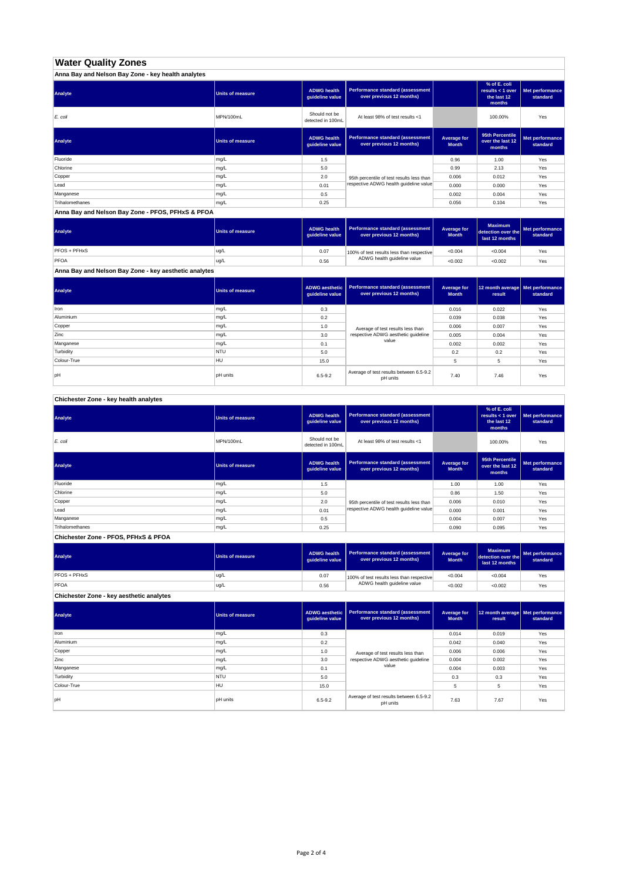# Water Quality Zones

## Anna Bay and Nelson Bay Zone - key health analytes

| Analyte | Units of measure | ADWG health guideline value | Performance standard (assessment over previous 12 months) | | % of E. coli results < 1 over the last 12 months | Met performance standard |
|---|---|---|---|---|---|---|
| *E. coli* | MPN/100mL | Should not be detected in 100mL | At least 98% of test results <1 | | 100.00% | Yes |

| Analyte | Units of measure | ADWG health guideline value | Performance standard (assessment over previous 12 months) | Average for Month | 95th Percentile over the last 12 months | Met performance standard |
|---|---|---|---|---|---|---|
| Fluoride | mg/L | 1.5 | 95th percentile of test results less than respective ADWG health guideline value | 0.96 | 1.00 | Yes |
| Chlorine | mg/L | 5.0 | | 0.99 | 2.13 | Yes |
| Copper | mg/L | 2.0 | | 0.006 | 0.012 | Yes |
| Lead | mg/L | 0.01 | | 0.000 | 0.000 | Yes |
| Manganese | mg/L | 0.5 | | 0.002 | 0.004 | Yes |
| Trihalomethanes | mg/L | 0.25 | | 0.056 | 0.104 | Yes |

## Anna Bay and Nelson Bay Zone - PFOS, PFHxS & PFOA

| Analyte | Units of measure | ADWG health guideline value | Performance standard (assessment over previous 12 months) | Average for Month | Maximum detection over the last 12 months | Met performance standard |
|---|---|---|---|---|---|---|
| PFOS + PFHxS | ug/L | 0.07 | 100% of test results less than respective ADWG health guideline value | <0.004 | <0.004 | Yes |
| PFOA | ug/L | 0.56 | | <0.002 | <0.002 | Yes |

## Anna Bay and Nelson Bay Zone - key aesthetic analytes

| Analyte | Units of measure | ADWG aesthetic guideline value | Performance standard (assessment over previous 12 months) | Average for Month | 12 month average result | Met performance standard |
|---|---|---|---|---|---|---|
| Iron | mg/L | 0.3 | Average of test results less than respective ADWG aesthetic guideline value | 0.016 | 0.022 | Yes |
| Aluminium | mg/L | 0.2 | | 0.039 | 0.038 | Yes |
| Copper | mg/L | 1.0 | | 0.006 | 0.007 | Yes |
| Zinc | mg/L | 3.0 | | 0.005 | 0.004 | Yes |
| Manganese | mg/L | 0.1 | | 0.002 | 0.002 | Yes |
| Turbidity | NTU | 5.0 | | 0.2 | 0.2 | Yes |
| Colour-True | HU | 15.0 | | 5 | 5 | Yes |
| pH | pH units | 6.5-9.2 | Average of test results between 6.5-9.2 pH units | 7.40 | 7.46 | Yes |

## Chichester Zone - key health analytes

| Analyte | Units of measure | ADWG health guideline value | Performance standard (assessment over previous 12 months) | | % of E. coli results < 1 over the last 12 months | Met performance standard |
|---|---|---|---|---|---|---|
| *E. coli* | MPN/100mL | Should not be detected in 100mL | At least 98% of test results <1 | | 100.00% | Yes |

| Analyte | Units of measure | ADWG health guideline value | Performance standard (assessment over previous 12 months) | Average for Month | 95th Percentile over the last 12 months | Met performance standard |
|---|---|---|---|---|---|---|
| Fluoride | mg/L | 1.5 | 95th percentile of test results less than respective ADWG health guideline value | 1.00 | 1.00 | Yes |
| Chlorine | mg/L | 5.0 | | 0.86 | 1.50 | Yes |
| Copper | mg/L | 2.0 | | 0.006 | 0.010 | Yes |
| Lead | mg/L | 0.01 | | 0.000 | 0.001 | Yes |
| Manganese | mg/L | 0.5 | | 0.004 | 0.007 | Yes |
| Trihalomethanes | mg/L | 0.25 | | 0.090 | 0.095 | Yes |

## Chichester Zone - PFOS, PFHxS & PFOA

| Analyte | Units of measure | ADWG health guideline value | Performance standard (assessment over previous 12 months) | Average for Month | Maximum detection over the last 12 months | Met performance standard |
|---|---|---|---|---|---|---|
| PFOS + PFHxS | ug/L | 0.07 | 100% of test results less than respective ADWG health guideline value | <0.004 | <0.004 | Yes |
| PFOA | ug/L | 0.56 | | <0.002 | <0.002 | Yes |

## Chichester Zone - key aesthetic analytes

| Analyte | Units of measure | ADWG aesthetic guideline value | Performance standard (assessment over previous 12 months) | Average for Month | 12 month average result | Met performance standard |
|---|---|---|---|---|---|---|
| Iron | mg/L | 0.3 | Average of test results less than respective ADWG aesthetic guideline value | 0.014 | 0.019 | Yes |
| Aluminium | mg/L | 0.2 | | 0.042 | 0.040 | Yes |
| Copper | mg/L | 1.0 | | 0.006 | 0.006 | Yes |
| Zinc | mg/L | 3.0 | | 0.004 | 0.002 | Yes |
| Manganese | mg/L | 0.1 | | 0.004 | 0.003 | Yes |
| Turbidity | NTU | 5.0 | | 0.3 | 0.3 | Yes |
| Colour-True | HU | 15.0 | | 5 | 5 | Yes |
| pH | pH units | 6.5-9.2 | Average of test results between 6.5-9.2 pH units | 7.63 | 7.67 | Yes |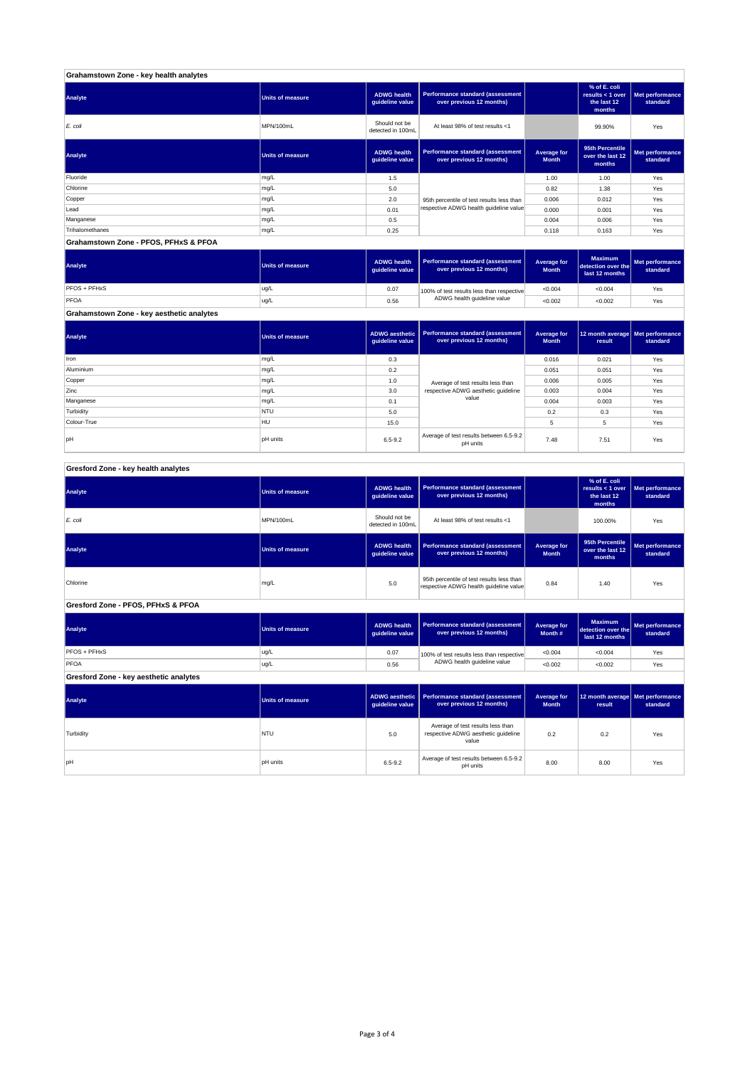## Grahamstown Zone - key health analytes

| Analyte | Units of measure | ADWG health guideline value | Performance standard (assessment over previous 12 months) | | % of E. coli results < 1 over the last 12 months | Met performance standard |
|---|---|---|---|---|---|---|
| *E. coli* | MPN/100mL | Should not be detected in 100mL | At least 98% of test results <1 | | 99.90% | Yes |

| Analyte | Units of measure | ADWG health guideline value | Performance standard (assessment over previous 12 months) | Average for Month | 95th Percentile over the last 12 months | Met performance standard |
|---|---|---|---|---|---|---|
| Fluoride | mg/L | 1.5 | 95th percentile of test results less than respective ADWG health guideline value | 1.00 | 1.00 | Yes |
| Chlorine | mg/L | 5.0 | | 0.82 | 1.38 | Yes |
| Copper | mg/L | 2.0 | | 0.006 | 0.012 | Yes |
| Lead | mg/L | 0.01 | | 0.000 | 0.001 | Yes |
| Manganese | mg/L | 0.5 | | 0.004 | 0.006 | Yes |
| Trihalomethanes | mg/L | 0.25 | | 0.118 | 0.163 | Yes |

## Grahamstown Zone - PFOS, PFHxS & PFOA

| Analyte | Units of measure | ADWG health guideline value | Performance standard (assessment over previous 12 months) | Average for Month | Maximum detection over the last 12 months | Met performance standard |
|---|---|---|---|---|---|---|
| PFOS + PFHxS | ug/L | 0.07 | 100% of test results less than respective ADWG health guideline value | <0.004 | <0.004 | Yes |
| PFOA | ug/L | 0.56 | | <0.002 | <0.002 | Yes |

## Grahamstown Zone - key aesthetic analytes

| Analyte | Units of measure | ADWG aesthetic guideline value | Performance standard (assessment over previous 12 months) | Average for Month | 12 month average result | Met performance standard |
|---|---|---|---|---|---|---|
| Iron | mg/L | 0.3 | Average of test results less than respective ADWG aesthetic guideline value | 0.016 | 0.021 | Yes |
| Aluminium | mg/L | 0.2 | | 0.051 | 0.051 | Yes |
| Copper | mg/L | 1.0 | | 0.006 | 0.005 | Yes |
| Zinc | mg/L | 3.0 | | 0.003 | 0.004 | Yes |
| Manganese | mg/L | 0.1 | | 0.004 | 0.003 | Yes |
| Turbidity | NTU | 5.0 | | 0.2 | 0.3 | Yes |
| Colour-True | HU | 15.0 | | 5 | 5 | Yes |
| pH | pH units | 6.5-9.2 | Average of test results between 6.5-9.2 pH units | 7.48 | 7.51 | Yes |

## Gresford Zone - key health analytes

| Analyte | Units of measure | ADWG health guideline value | Performance standard (assessment over previous 12 months) | | % of E. coli results < 1 over the last 12 months | Met performance standard |
|---|---|---|---|---|---|---|
| *E. coli* | MPN/100mL | Should not be detected in 100mL | At least 98% of test results <1 | | 100.00% | Yes |

| Analyte | Units of measure | ADWG health guideline value | Performance standard (assessment over previous 12 months) | Average for Month | 95th Percentile over the last 12 months | Met performance standard |
|---|---|---|---|---|---|---|
| Chlorine | mg/L | 5.0 | 95th percentile of test results less than respective ADWG health guideline value | 0.84 | 1.40 | Yes |

## Gresford Zone - PFOS, PFHxS & PFOA

| Analyte | Units of measure | ADWG health guideline value | Performance standard (assessment over previous 12 months) | Average for Month # | Maximum detection over the last 12 months | Met performance standard |
|---|---|---|---|---|---|---|
| PFOS + PFHxS | ug/L | 0.07 | 100% of test results less than respective ADWG health guideline value | <0.004 | <0.004 | Yes |
| PFOA | ug/L | 0.56 | | <0.002 | <0.002 | Yes |

## Gresford Zone - key aesthetic analytes

| Analyte | Units of measure | ADWG aesthetic guideline value | Performance standard (assessment over previous 12 months) | Average for Month | 12 month average result | Met performance standard |
|---|---|---|---|---|---|---|
| Turbidity | NTU | 5.0 | Average of test results less than respective ADWG aesthetic guideline value | 0.2 | 0.2 | Yes |
| pH | pH units | 6.5-9.2 | Average of test results between 6.5-9.2 pH units | 8.00 | 8.00 | Yes |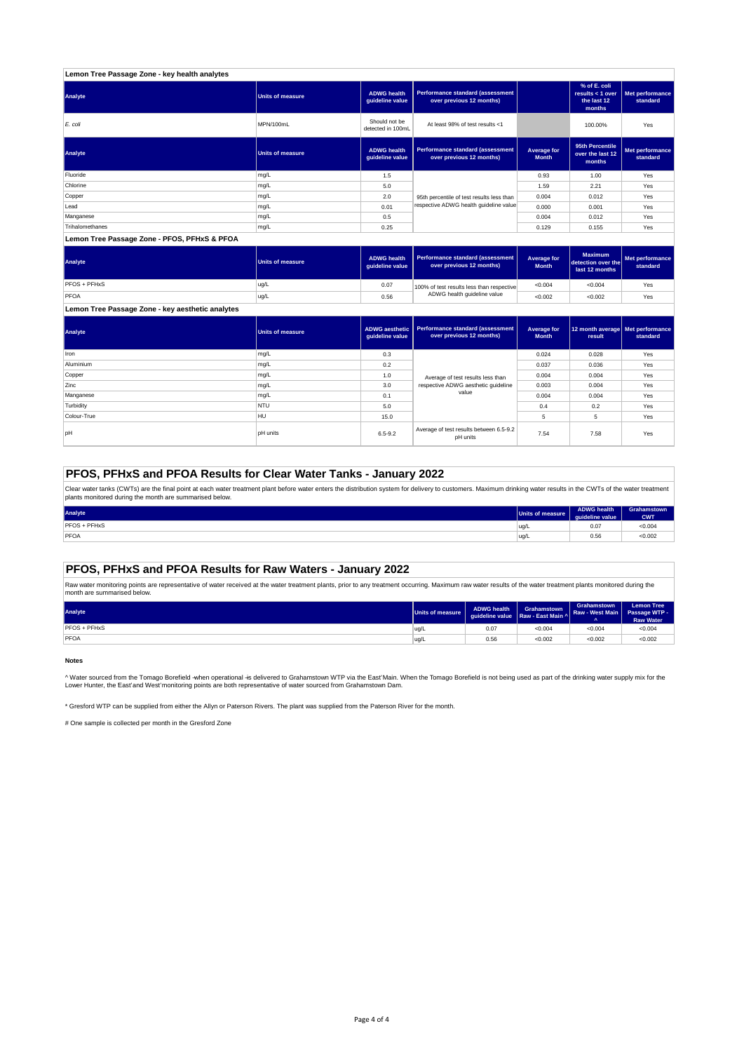### Lemon Tree Passage Zone - key health analytes

| Analyte | Units of measure | ADWG health guideline value | Performance standard (assessment over previous 12 months) | | % of E. coli results < 1 over the last 12 months | Met performance standard |
|---|---|---|---|---|---|---|
| *E. coli* | MPN/100mL | Should not be detected in 100mL | At least 98% of test results <1 | | 100.00% | Yes |

| Analyte | Units of measure | ADWG health guideline value | Performance standard (assessment over previous 12 months) | Average for Month | 95th Percentile over the last 12 months | Met performance standard |
|---|---|---|---|---|---|---|
| Fluoride | mg/L | 1.5 | 95th percentile of test results less than respective ADWG health guideline value | 0.93 | 1.00 | Yes |
| Chlorine | mg/L | 5.0 | | 1.59 | 2.21 | Yes |
| Copper | mg/L | 2.0 | | 0.004 | 0.012 | Yes |
| Lead | mg/L | 0.01 | | 0.000 | 0.001 | Yes |
| Manganese | mg/L | 0.5 | | 0.004 | 0.012 | Yes |
| Trihalomethanes | mg/L | 0.25 | | 0.129 | 0.155 | Yes |

### Lemon Tree Passage Zone - PFOS, PFHxS & PFOA

| Analyte | Units of measure | ADWG health guideline value | Performance standard (assessment over previous 12 months) | Average for Month | Maximum detection over the last 12 months | Met performance standard |
|---|---|---|---|---|---|---|
| PFOS + PFHxS | ug/L | 0.07 | 100% of test results less than respective ADWG health guideline value | <0.004 | <0.004 | Yes |
| PFOA | ug/L | 0.56 | | <0.002 | <0.002 | Yes |

### Lemon Tree Passage Zone - key aesthetic analytes

| Analyte | Units of measure | ADWG aesthetic guideline value | Performance standard (assessment over previous 12 months) | Average for Month | 12 month average result | Met performance standard |
|---|---|---|---|---|---|---|
| Iron | mg/L | 0.3 | Average of test results less than respective ADWG aesthetic guideline value | 0.024 | 0.028 | Yes |
| Aluminium | mg/L | 0.2 | | 0.037 | 0.036 | Yes |
| Copper | mg/L | 1.0 | | 0.004 | 0.004 | Yes |
| Zinc | mg/L | 3.0 | | 0.003 | 0.004 | Yes |
| Manganese | mg/L | 0.1 | | 0.004 | 0.004 | Yes |
| Turbidity | NTU | 5.0 | | 0.4 | 0.2 | Yes |
| Colour-True | HU | 15.0 | | 5 | 5 | Yes |
| pH | pH units | 6.5-9.2 | Average of test results between 6.5-9.2 pH units | 7.54 | 7.58 | Yes |

## PFOS, PFHxS and PFOA Results for Clear Water Tanks - January 2022

Clear water tanks (CWTs) are the final point at each water treatment plant before water enters the distribution system for delivery to customers. Maximum drinking water results in the CWTs of the water treatment plants monitored during the month are summarised below.

| Analyte | Units of measure | ADWG health guideline value | Grahamstown CWT |
|---|---|---|---|
| PFOS + PFHxS | ug/L | 0.07 | <0.004 |
| PFOA | ug/L | 0.56 | <0.002 |

## PFOS, PFHxS and PFOA Results for Raw Waters - January 2022

Raw water monitoring points are representative of water received at the water treatment plants, prior to any treatment occurring. Maximum raw water results of the water treatment plants monitored during the month are summarised below.

| Analyte | Units of measure | ADWG health guideline value | Grahamstown Raw - East Main ^ | Grahamstown Raw - West Main ^ | Lemon Tree Passage WTP - Raw Water |
|---|---|---|---|---|---|
| PFOS + PFHxS | ug/L | 0.07 | <0.004 | <0.004 | <0.004 |
| PFOA | ug/L | 0.56 | <0.002 | <0.002 | <0.002 |

**Notes**

^ Water sourced from the Tomago Borefield -when operational -is delivered to Grahamstown WTP via the East'Main. When the Tomago Borefield is not being used as part of the drinking water supply mix for the Lower Hunter, the East'and West'monitoring points are both representative of water sourced from Grahamstown Dam.

* Gresford WTP can be supplied from either the Allyn or Paterson Rivers. The plant was supplied from the Paterson River for the month.

# One sample is collected per month in the Gresford Zone